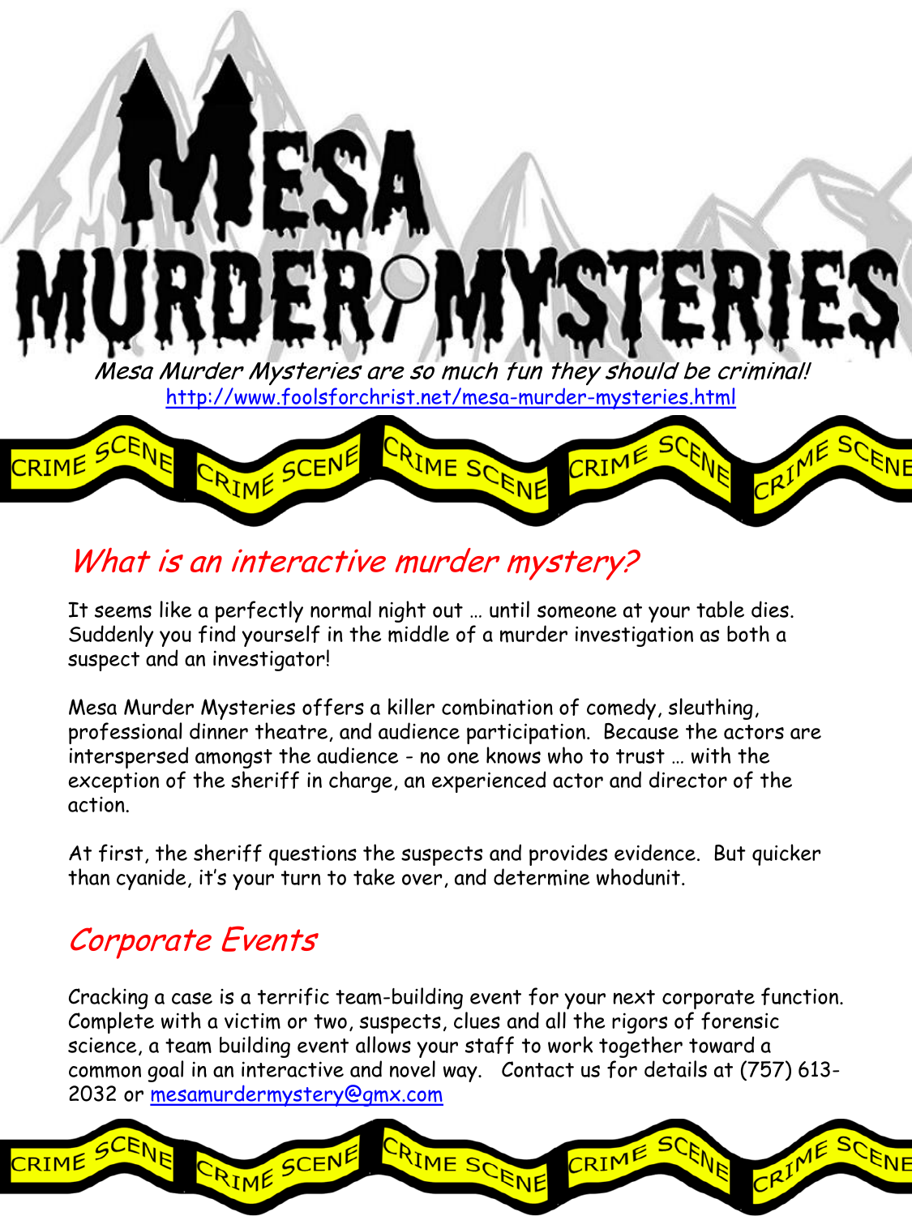# Mesa Murder Mysteries

*Mesa Murder Mysteries are so much fun they should be criminal!*

http://www.foolsforchrist.net/mesa-murder-mysteries.html

CRIME SCENE CRIME SCENE CRIME SCENE CRIME SCENE CRIME SCENE

## *What is an interactive murder mystery?*

It seems like a perfectly normal night out … until someone at your table dies. Suddenly you find yourself in the middle of a murder investigation as both a suspect and an investigator!

Mesa Murder Mysteries offers a killer combination of comedy, sleuthing, professional dinner theatre, and audience participation. Because the actors are interspersed amongst the audience - no one knows who to trust … with the exception of the sheriff in charge, an experienced actor and director of the action.

At first, the sheriff questions the suspects and provides evidence. But quicker than cyanide, it's your turn to take over, and determine whodunit.

## *Corporate Events*

Cracking a case is a terrific team-building event for your next corporate function. Complete with a victim or two, suspects, clues and all the rigors of forensic science, a team building event allows your staff to work together toward a common goal in an interactive and novel way. Contact us for details at (757) 613-2032 or mesamurdermystery@gmx.com

CRIME SCENE CRIME SCENE CRIME SCENE CRIME SCENE CRIME SCENE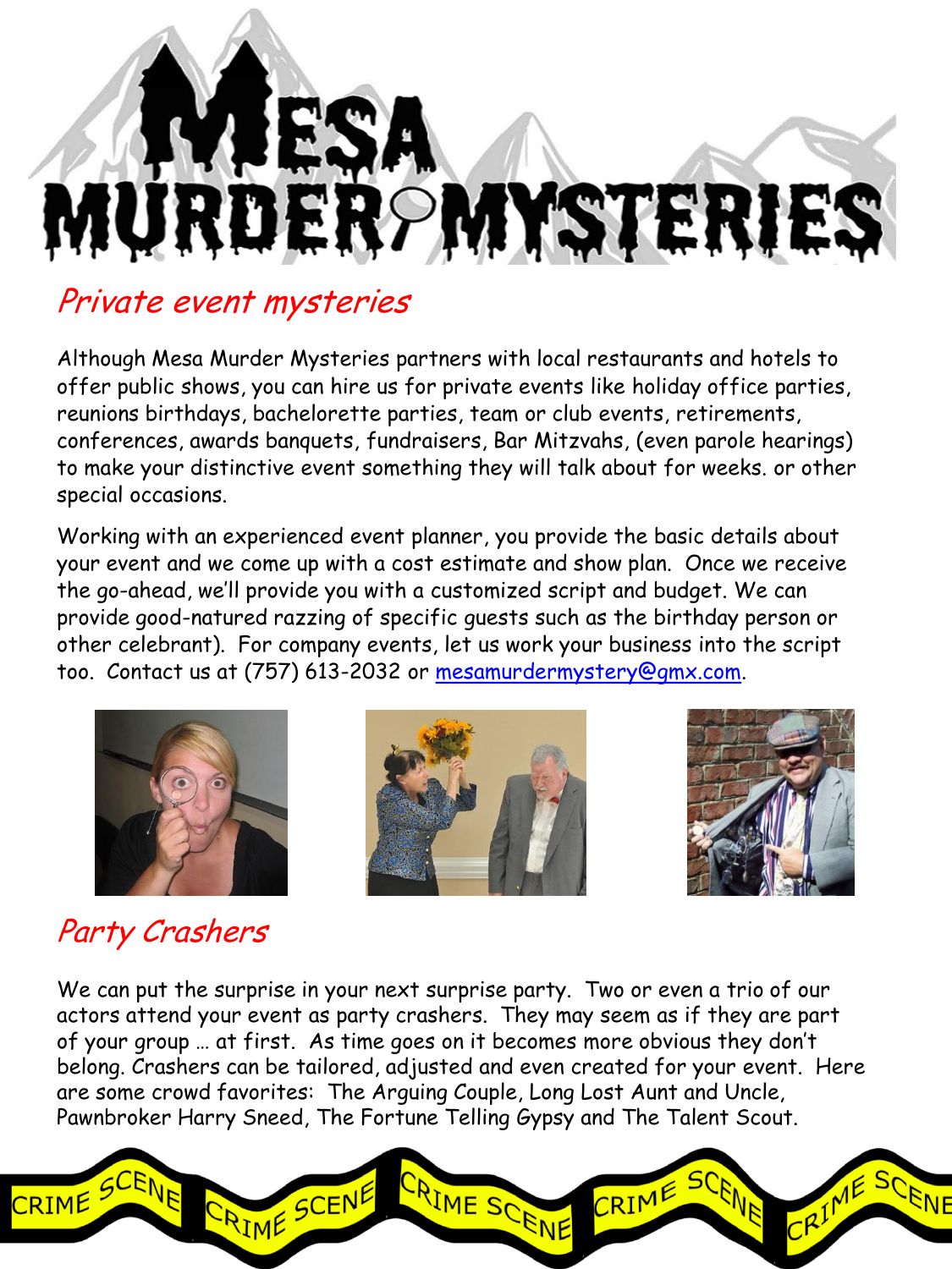# MESA MURDER MYSTERIES

## *Private event mysteries*

Although Mesa Murder Mysteries partners with local restaurants and hotels to offer public shows, you can hire us for private events like holiday office parties, reunions birthdays, bachelorette parties, team or club events, retirements, conferences, awards banquets, fundraisers, Bar Mitzvahs, (even parole hearings) to make your distinctive event something they will talk about for weeks. or other special occasions.

Working with an experienced event planner, you provide the basic details about your event and we come up with a cost estimate and show plan. Once we receive the go-ahead, we'll provide you with a customized script and budget. We can provide good-natured razzing of specific guests such as the birthday person or other celebrant). For company events, let us work your business into the script too. Contact us at (757) 613-2032 or mesamurdermystery@gmx.com.

## *Party Crashers*

We can put the surprise in your next surprise party. Two or even a trio of our actors attend your event as party crashers. They may seem as if they are part of your group … at first. As time goes on it becomes more obvious they don't belong. Crashers can be tailored, adjusted and even created for your event. Here are some crowd favorites: The Arguing Couple, Long Lost Aunt and Uncle, Pawnbroker Harry Sneed, The Fortune Telling Gypsy and The Talent Scout.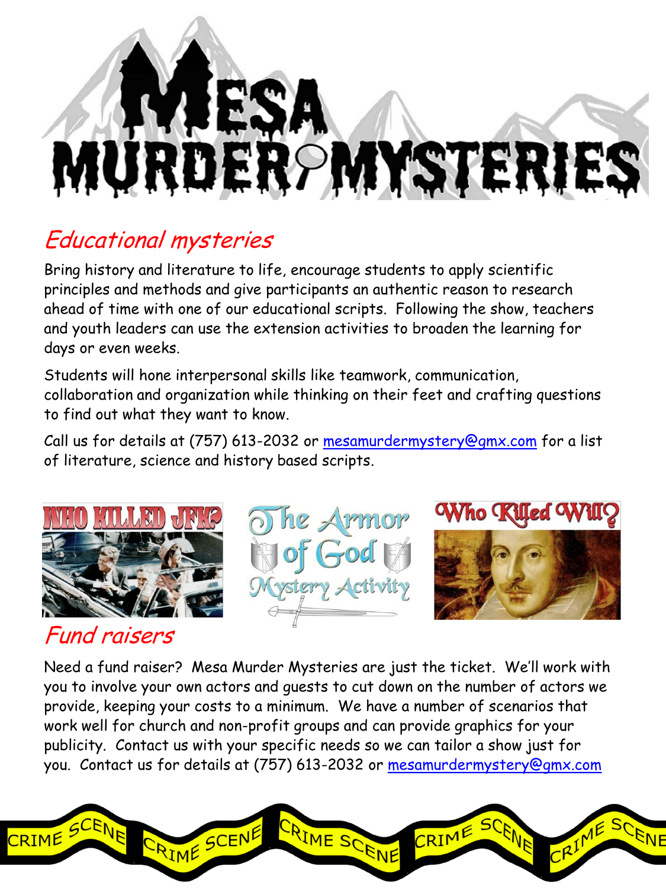# Mesa Murder Mysteries

## Educational mysteries

Bring history and literature to life, encourage students to apply scientific principles and methods and give participants an authentic reason to research ahead of time with one of our educational scripts. Following the show, teachers and youth leaders can use the extension activities to broaden the learning for days or even weeks.

Students will hone interpersonal skills like teamwork, communication, collaboration and organization while thinking on their feet and crafting questions to find out what they want to know.

Call us for details at (757) 613-2032 or mesamurdermystery@gmx.com for a list of literature, science and history based scripts.

Who Killed JFK?

The Armor of God Mystery Activity

Who Killed Will?

## Fund raisers

Need a fund raiser? Mesa Murder Mysteries are just the ticket. We'll work with you to involve your own actors and guests to cut down on the number of actors we provide, keeping your costs to a minimum. We have a number of scenarios that work well for church and non-profit groups and can provide graphics for your publicity. Contact us with your specific needs so we can tailor a show just for you. Contact us for details at (757) 613-2032 or mesamurdermystery@gmx.com

CRIME SCENE CRIME SCENE CRIME SCENE CRIME SCENE CRIME SCENE